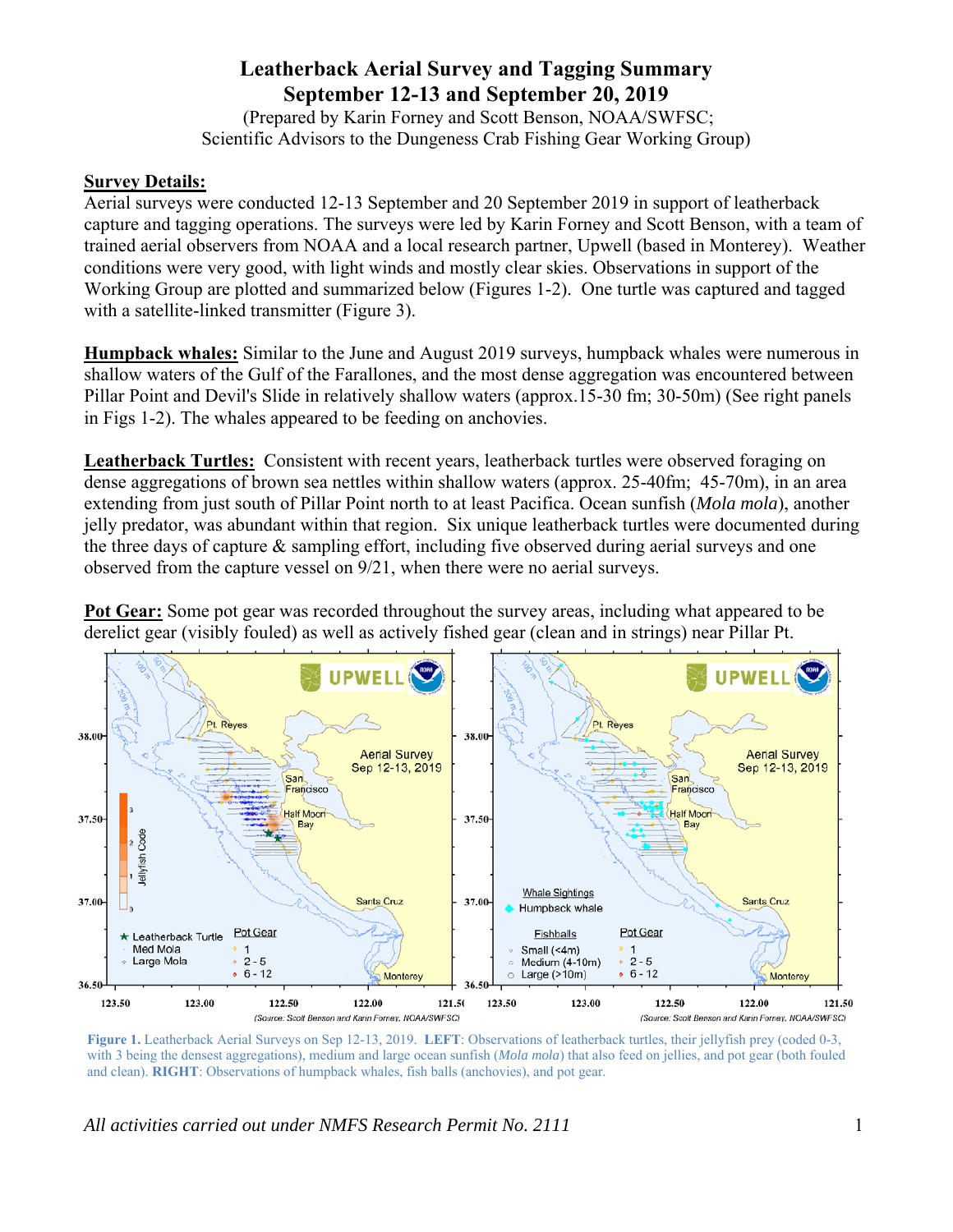# Leatherback Aerial Survey and Tagging Summary
## September 12-13 and September 20, 2019

(Prepared by Karin Forney and Scott Benson, NOAA/SWFSC;
Scientific Advisors to the Dungeness Crab Fishing Gear Working Group)

**Survey Details:**
Aerial surveys were conducted 12-13 September and 20 September 2019 in support of leatherback capture and tagging operations. The surveys were led by Karin Forney and Scott Benson, with a team of trained aerial observers from NOAA and a local research partner, Upwell (based in Monterey). Weather conditions were very good, with light winds and mostly clear skies. Observations in support of the Working Group are plotted and summarized below (Figures 1-2). One turtle was captured and tagged with a satellite-linked transmitter (Figure 3).

**Humpback whales:** Similar to the June and August 2019 surveys, humpback whales were numerous in shallow waters of the Gulf of the Farallones, and the most dense aggregation was encountered between Pillar Point and Devil's Slide in relatively shallow waters (approx.15-30 fm; 30-50m) (See right panels in Figs 1-2). The whales appeared to be feeding on anchovies.

**Leatherback Turtles:** Consistent with recent years, leatherback turtles were observed foraging on dense aggregations of brown sea nettles within shallow waters (approx. 25-40fm; 45-70m), in an area extending from just south of Pillar Point north to at least Pacifica. Ocean sunfish (*Mola mola*), another jelly predator, was abundant within that region. Six unique leatherback turtles were documented during the three days of capture & sampling effort, including five observed during aerial surveys and one observed from the capture vessel on 9/21, when there were no aerial surveys.

**Pot Gear:** Some pot gear was recorded throughout the survey areas, including what appeared to be derelict gear (visibly fouled) as well as actively fished gear (clean and in strings) near Pillar Pt.

**Figure 1.** Leatherback Aerial Surveys on Sep 12-13, 2019. **LEFT**: Observations of leatherback turtles, their jellyfish prey (coded 0-3, with 3 being the densest aggregations), medium and large ocean sunfish (*Mola mola*) that also feed on jellies, and pot gear (both fouled and clean). **RIGHT**: Observations of humpback whales, fish balls (anchovies), and pot gear.

*All activities carried out under NMFS Research Permit No. 2111*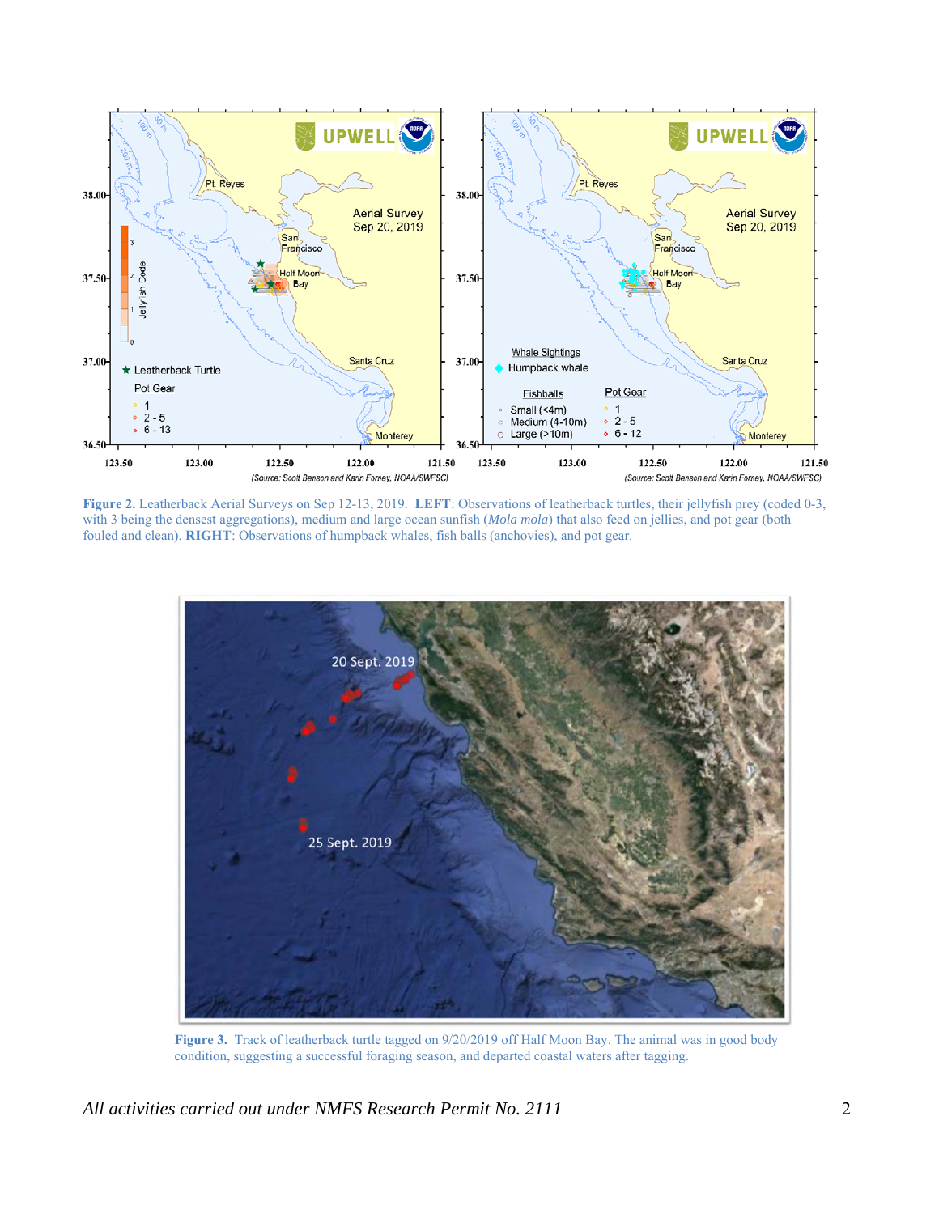UPWELL

Aerial Survey
Sep 20, 2019

Pt. Reyes
San Francisco
Half Moon Bay
Santa Cruz
Monterey

Jellyfish Code
0
1
2
3

★ Leatherback Turtle

Pot Gear
1
2 - 5
6 - 13

38.00
37.50
37.00
36.50

123.50
123.00
122.50
122.00
121.50

(Source: Scott Benson and Karin Forney, NOAA/SWFSC)

UPWELL

Aerial Survey
Sep 20, 2019

Pt. Reyes
San Francisco
Half Moon Bay
Santa Cruz
Monterey

Whale Sightings
Humpback whale

Fishballs
Small (<4m)
Medium (4-10m)
Large (>10m)

Pot Gear
1
2 - 5
6 - 12

38.00
37.50
37.00
36.50

123.50
123.00
122.50
122.00
121.50

(Source: Scott Benson and Karin Forney, NOAA/SWFSC)

**Figure 2.** Leatherback Aerial Surveys on Sep 12-13, 2019. **LEFT**: Observations of leatherback turtles, their jellyfish prey (coded 0-3, with 3 being the densest aggregations), medium and large ocean sunfish (*Mola mola*) that also feed on jellies, and pot gear (both fouled and clean). **RIGHT**: Observations of humpback whales, fish balls (anchovies), and pot gear.

20 Sept. 2019

25 Sept. 2019

**Figure 3.** Track of leatherback turtle tagged on 9/20/2019 off Half Moon Bay. The animal was in good body condition, suggesting a successful foraging season, and departed coastal waters after tagging.

*All activities carried out under NMFS Research Permit No. 2111*